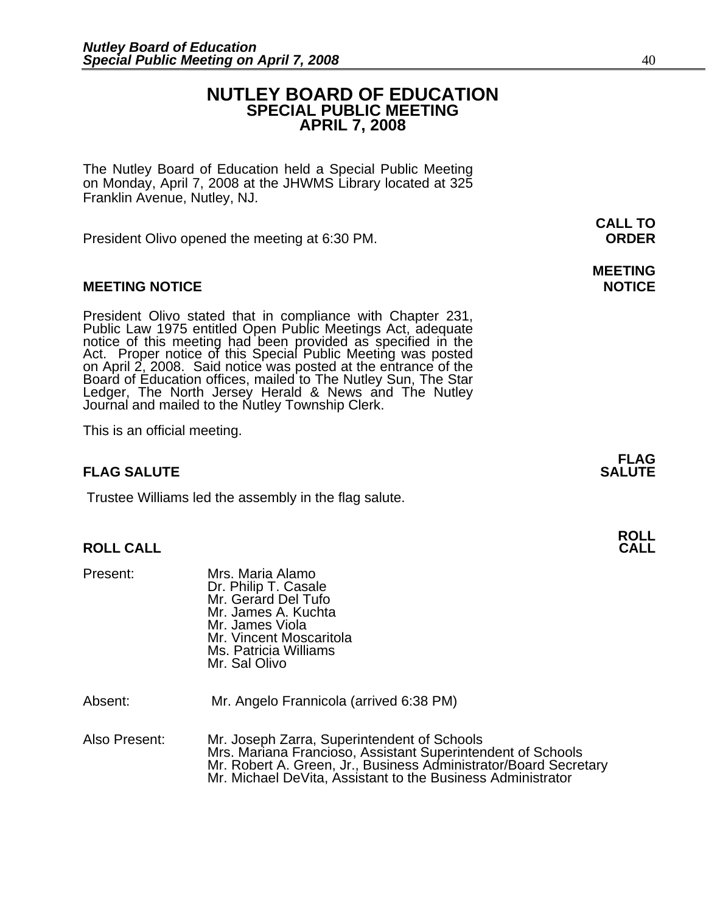# NUTLEY BOARD OF EDUCATION
## SPECIAL PUBLIC MEETING
## APRIL 7, 2008

The Nutley Board of Education held a Special Public Meeting on Monday, April 7, 2008 at the JHWMS Library located at 325 Franklin Avenue, Nutley, NJ.

**CALL TO ORDER**

President Olivo opened the meeting at 6:30 PM.

**MEETING NOTICE**

President Olivo stated that in compliance with Chapter 231, Public Law 1975 entitled Open Public Meetings Act, adequate notice of this meeting had been provided as specified in the Act. Proper notice of this Special Public Meeting was posted on April 2, 2008. Said notice was posted at the entrance of the Board of Education offices, mailed to The Nutley Sun, The Star Ledger, The North Jersey Herald & News and The Nutley Journal and mailed to the Nutley Township Clerk.

This is an official meeting.

**FLAG SALUTE**

Trustee Williams led the assembly in the flag salute.

**ROLL CALL**

Present:
- Mrs. Maria Alamo
- Dr. Philip T. Casale
- Mr. Gerard Del Tufo
- Mr. James A. Kuchta
- Mr. James Viola
- Mr. Vincent Moscaritola
- Ms. Patricia Williams
- Mr. Sal Olivo

Absent:
- Mr. Angelo Frannicola (arrived 6:38 PM)

Also Present:
- Mr. Joseph Zarra, Superintendent of Schools
- Mrs. Mariana Francioso, Assistant Superintendent of Schools
- Mr. Robert A. Green, Jr., Business Administrator/Board Secretary
- Mr. Michael DeVita, Assistant to the Business Administrator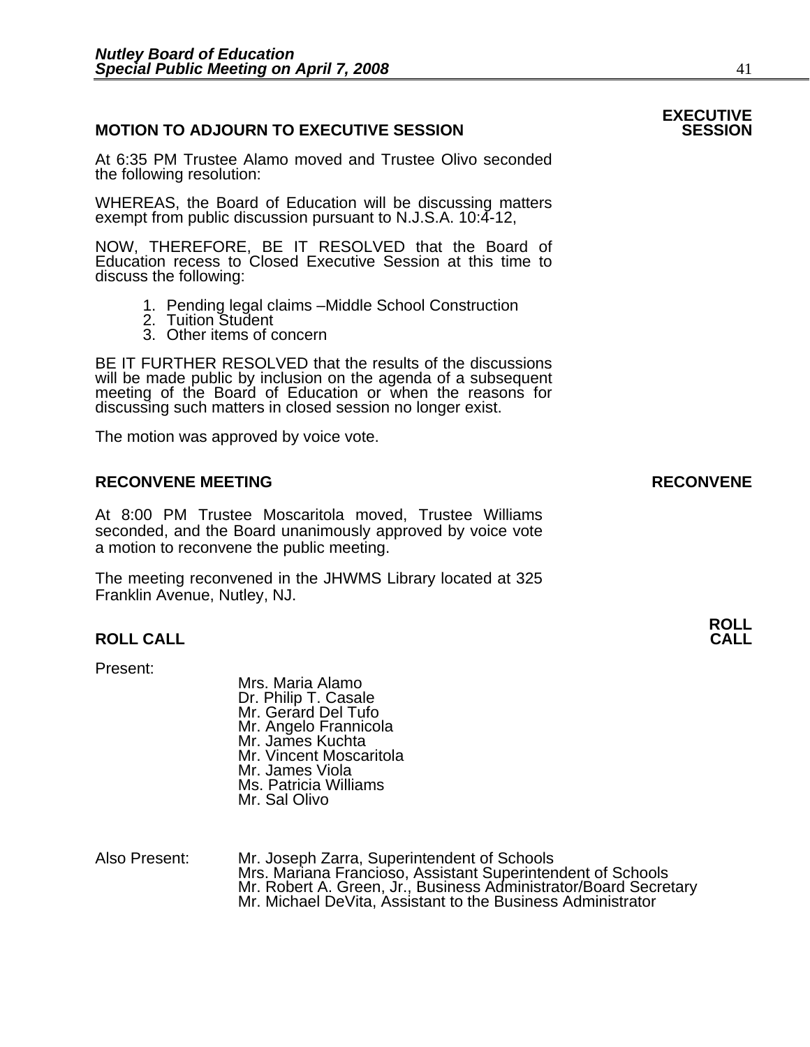## MOTION TO ADJOURN TO EXECUTIVE SESSION

At 6:35 PM Trustee Alamo moved and Trustee Olivo seconded the following resolution:

WHEREAS, the Board of Education will be discussing matters exempt from public discussion pursuant to N.J.S.A. 10:4-12,

NOW, THEREFORE, BE IT RESOLVED that the Board of Education recess to Closed Executive Session at this time to discuss the following:

1. Pending legal claims –Middle School Construction
2. Tuition Student
3. Other items of concern

BE IT FURTHER RESOLVED that the results of the discussions will be made public by inclusion on the agenda of a subsequent meeting of the Board of Education or when the reasons for discussing such matters in closed session no longer exist.

The motion was approved by voice vote.

## RECONVENE MEETING

At 8:00 PM Trustee Moscaritola moved, Trustee Williams seconded, and the Board unanimously approved by voice vote a motion to reconvene the public meeting.

The meeting reconvened in the JHWMS Library located at 325 Franklin Avenue, Nutley, NJ.

## ROLL CALL

Present:

Mrs. Maria Alamo
Dr. Philip T. Casale
Mr. Gerard Del Tufo
Mr. Angelo Frannicola
Mr. James Kuchta
Mr. Vincent Moscaritola
Mr. James Viola
Ms. Patricia Williams
Mr. Sal Olivo

Also Present:

Mr. Joseph Zarra, Superintendent of Schools
Mrs. Mariana Francioso, Assistant Superintendent of Schools
Mr. Robert A. Green, Jr., Business Administrator/Board Secretary
Mr. Michael DeVita, Assistant to the Business Administrator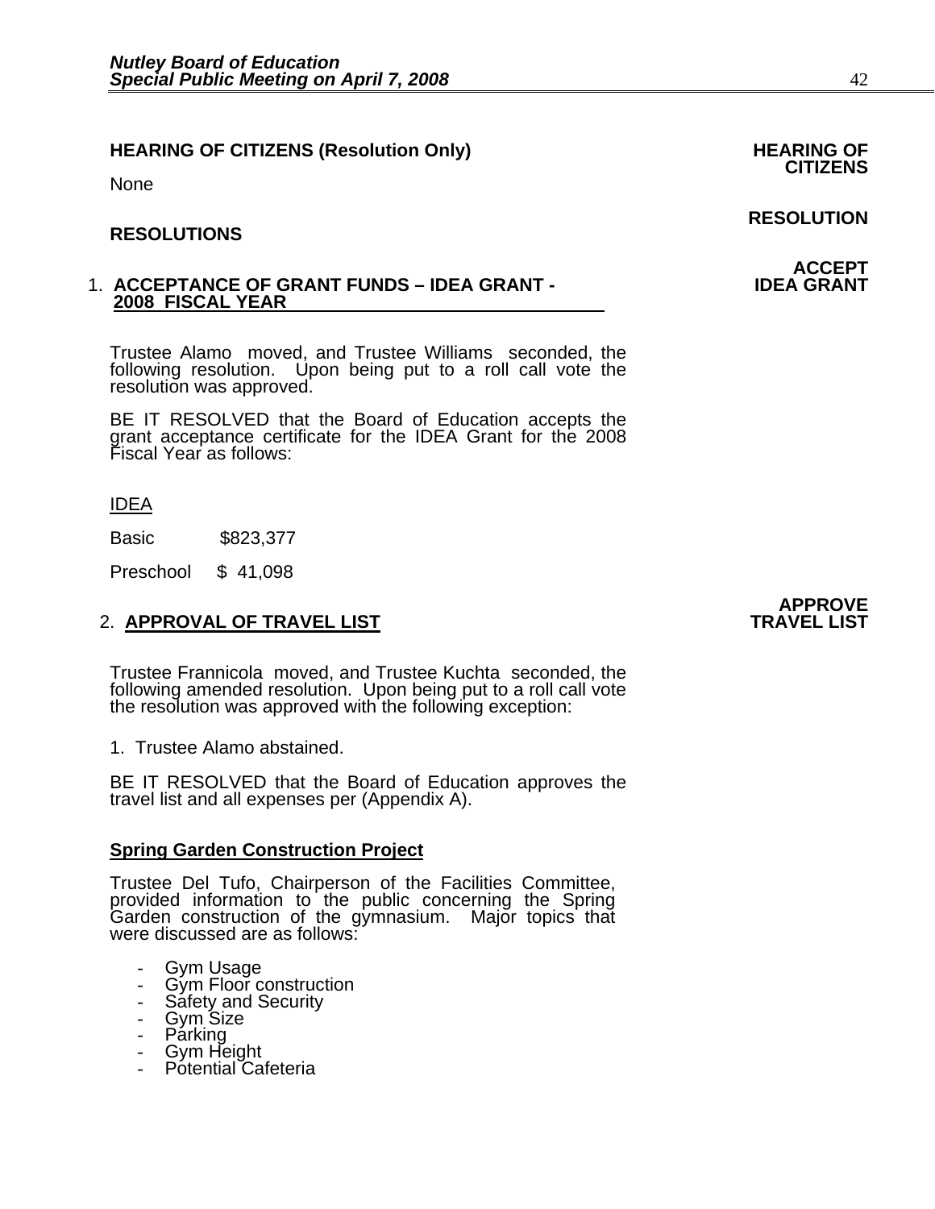**HEARING OF CITIZENS (Resolution Only)** **HEARING OF CITIZENS**

None

**RESOLUTION**

**RESOLUTIONS**

**ACCEPT IDEA GRANT**

1. **ACCEPTANCE OF GRANT FUNDS – IDEA GRANT - 2008 FISCAL YEAR**

Trustee Alamo moved, and Trustee Williams seconded, the following resolution. Upon being put to a roll call vote the resolution was approved.

BE IT RESOLVED that the Board of Education accepts the grant acceptance certificate for the IDEA Grant for the 2008 Fiscal Year as follows:

IDEA

Basic $823,377

Preschool $ 41,098

**APPROVE TRAVEL LIST**

2. **APPROVAL OF TRAVEL LIST**

Trustee Frannicola moved, and Trustee Kuchta seconded, the following amended resolution. Upon being put to a roll call vote the resolution was approved with the following exception:

1. Trustee Alamo abstained.

BE IT RESOLVED that the Board of Education approves the travel list and all expenses per (Appendix A).

**Spring Garden Construction Project**

Trustee Del Tufo, Chairperson of the Facilities Committee, provided information to the public concerning the Spring Garden construction of the gymnasium. Major topics that were discussed are as follows:

- Gym Usage
- Gym Floor construction
- Safety and Security
- Gym Size
- Parking
- Gym Height
- Potential Cafeteria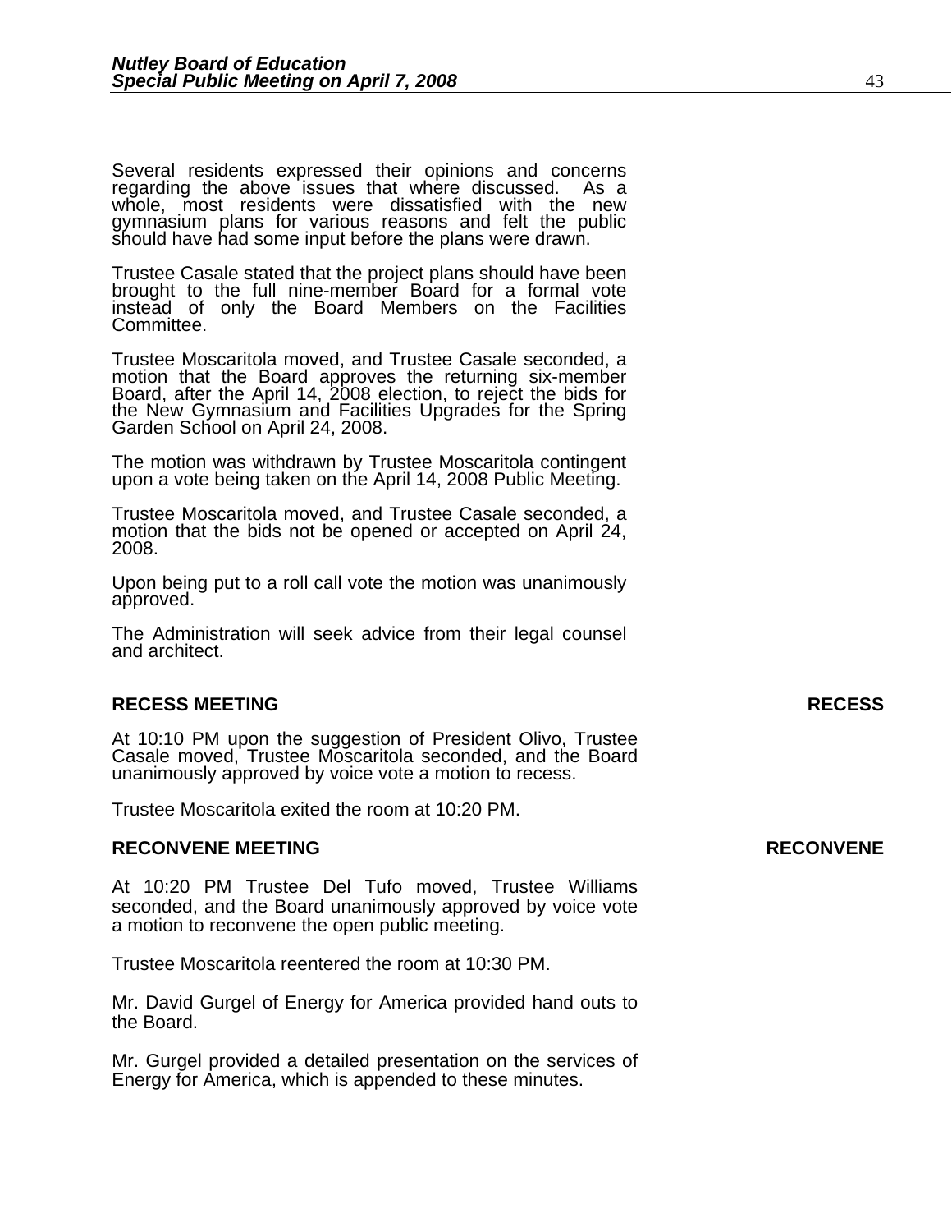Several residents expressed their opinions and concerns regarding the above issues that where discussed. As a whole, most residents were dissatisfied with the new gymnasium plans for various reasons and felt the public should have had some input before the plans were drawn.

Trustee Casale stated that the project plans should have been brought to the full nine-member Board for a formal vote instead of only the Board Members on the Facilities Committee.

Trustee Moscaritola moved, and Trustee Casale seconded, a motion that the Board approves the returning six-member Board, after the April 14, 2008 election, to reject the bids for the New Gymnasium and Facilities Upgrades for the Spring Garden School on April 24, 2008.

The motion was withdrawn by Trustee Moscaritola contingent upon a vote being taken on the April 14, 2008 Public Meeting.

Trustee Moscaritola moved, and Trustee Casale seconded, a motion that the bids not be opened or accepted on April 24, 2008.

Upon being put to a roll call vote the motion was unanimously approved.

The Administration will seek advice from their legal counsel and architect.

**RECESS MEETING** **RECESS**

At 10:10 PM upon the suggestion of President Olivo, Trustee Casale moved, Trustee Moscaritola seconded, and the Board unanimously approved by voice vote a motion to recess.

Trustee Moscaritola exited the room at 10:20 PM.

**RECONVENE MEETING** **RECONVENE**

At 10:20 PM Trustee Del Tufo moved, Trustee Williams seconded, and the Board unanimously approved by voice vote a motion to reconvene the open public meeting.

Trustee Moscaritola reentered the room at 10:30 PM.

Mr. David Gurgel of Energy for America provided hand outs to the Board.

Mr. Gurgel provided a detailed presentation on the services of Energy for America, which is appended to these minutes.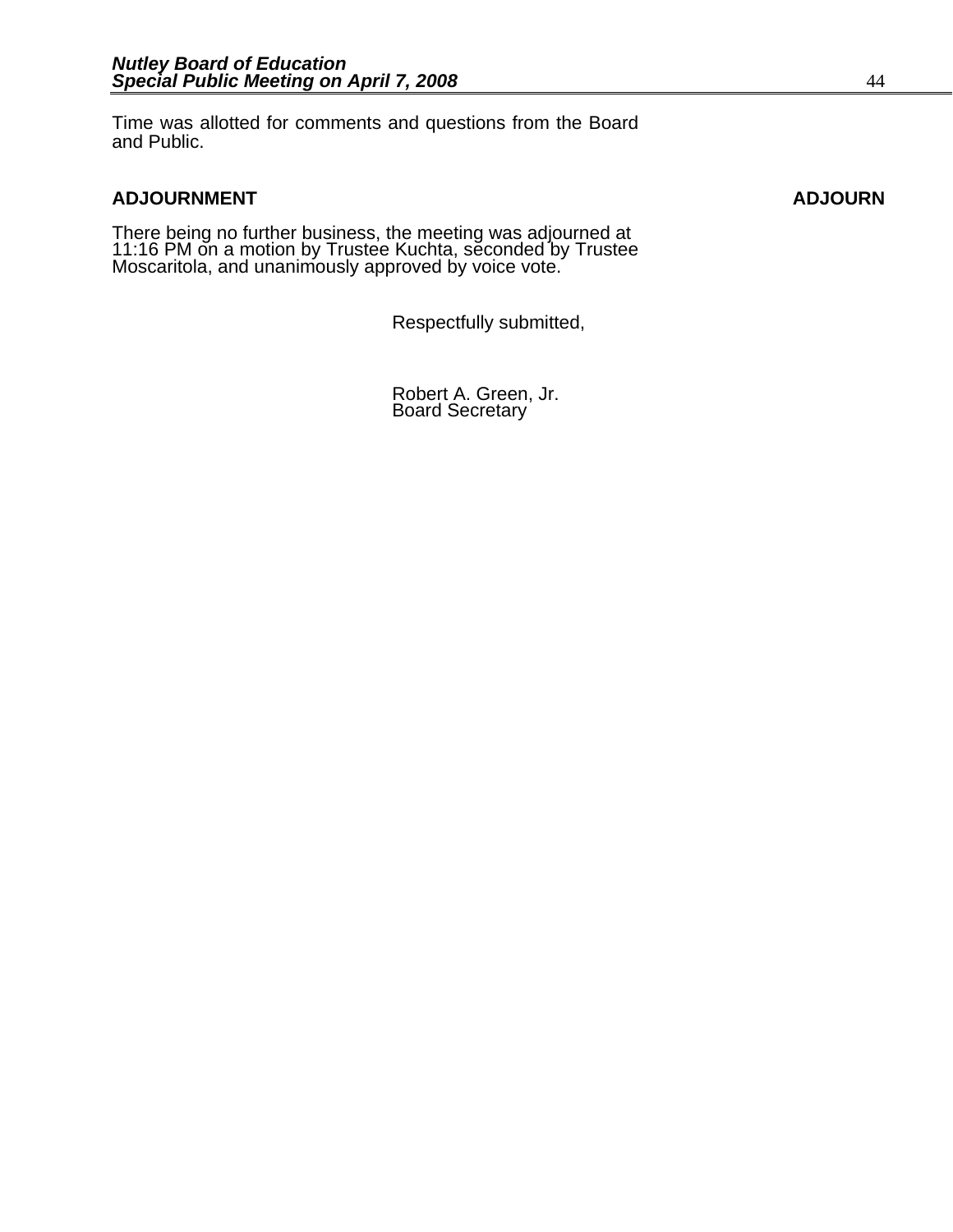Time was allotted for comments and questions from the Board and Public.

## ADJOURNMENT

**ADJOURN**

There being no further business, the meeting was adjourned at 11:16 PM on a motion by Trustee Kuchta, seconded by Trustee Moscaritola, and unanimously approved by voice vote.

Respectfully submitted,

Robert A. Green, Jr.
Board Secretary